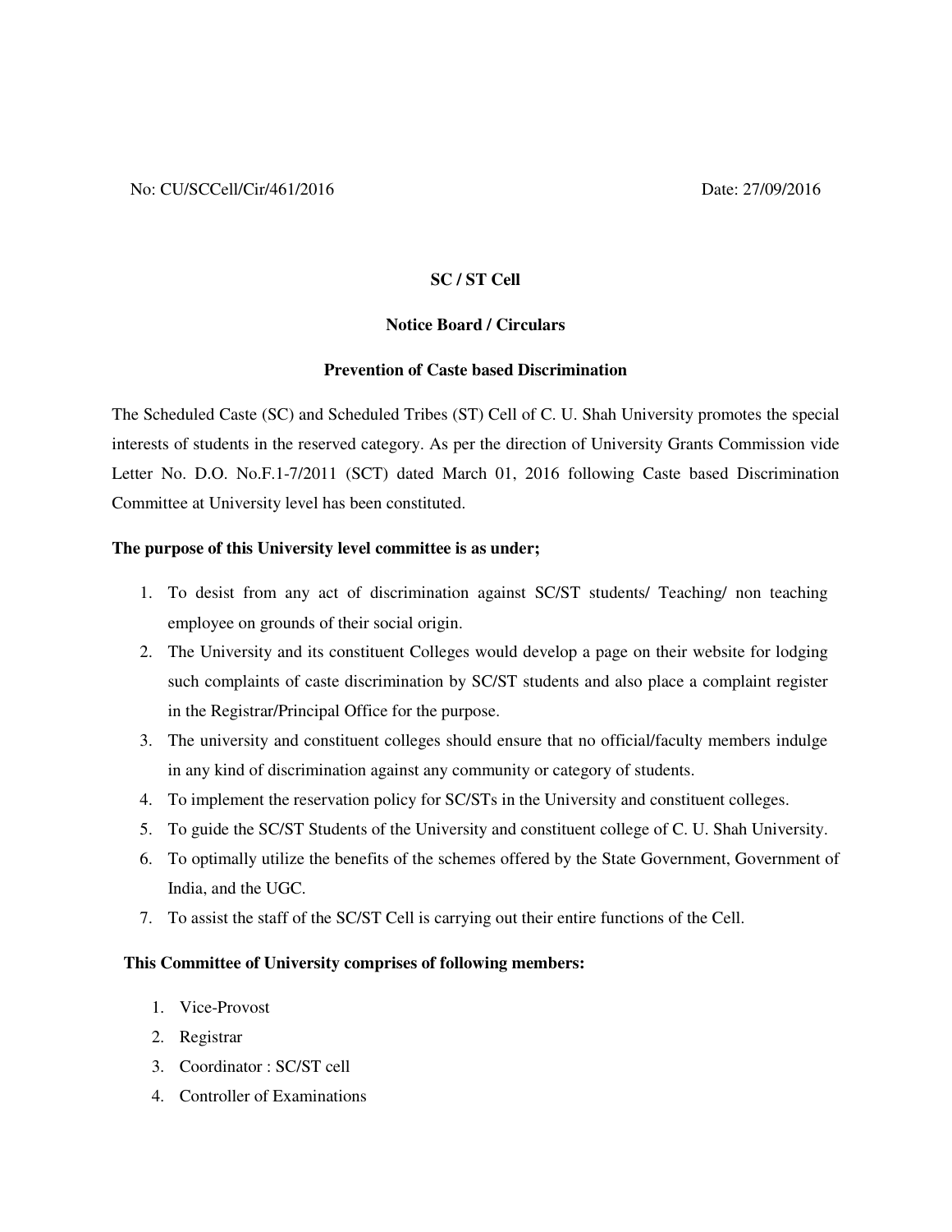No: CU/SCCell/Cir/461/2016 Date: 27/09/2016

**SC / ST Cell**

**Notice Board / Circulars**

**Prevention of Caste based Discrimination**

The Scheduled Caste (SC) and Scheduled Tribes (ST) Cell of C. U. Shah University promotes the special interests of students in the reserved category. As per the direction of University Grants Commission vide Letter No. D.O. No.F.1-7/2011 (SCT) dated March 01, 2016 following Caste based Discrimination Committee at University level has been constituted.

**The purpose of this University level committee is as under;**

1. To desist from any act of discrimination against SC/ST students/ Teaching/ non teaching employee on grounds of their social origin.
2. The University and its constituent Colleges would develop a page on their website for lodging such complaints of caste discrimination by SC/ST students and also place a complaint register in the Registrar/Principal Office for the purpose.
3. The university and constituent colleges should ensure that no official/faculty members indulge in any kind of discrimination against any community or category of students.
4. To implement the reservation policy for SC/STs in the University and constituent colleges.
5. To guide the SC/ST Students of the University and constituent college of C. U. Shah University.
6. To optimally utilize the benefits of the schemes offered by the State Government, Government of India, and the UGC.
7. To assist the staff of the SC/ST Cell is carrying out their entire functions of the Cell.

**This Committee of University comprises of following members:**

1. Vice-Provost
2. Registrar
3. Coordinator : SC/ST cell
4. Controller of Examinations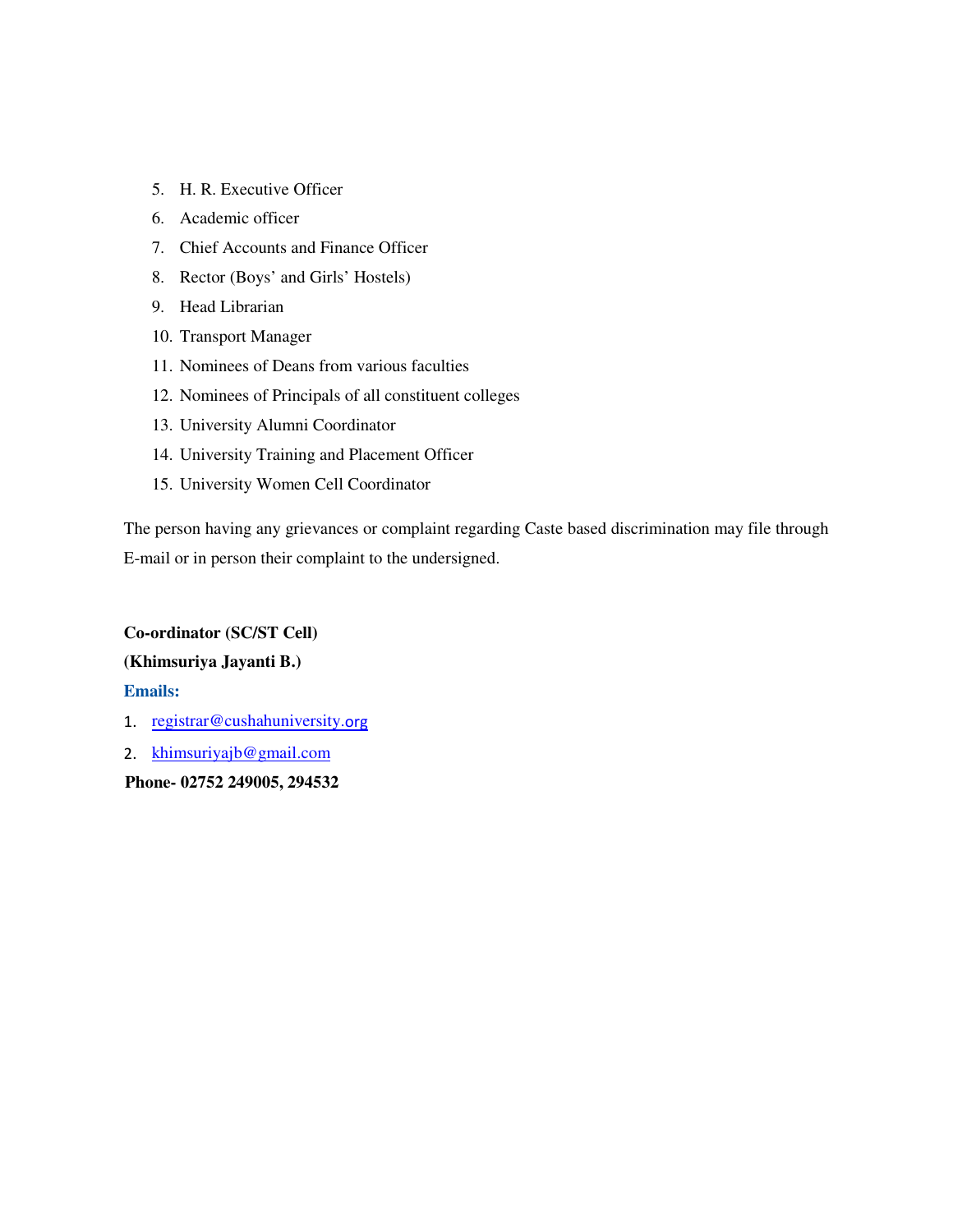5. H. R. Executive Officer
6. Academic officer
7. Chief Accounts and Finance Officer
8. Rector (Boys' and Girls' Hostels)
9. Head Librarian
10. Transport Manager
11. Nominees of Deans from various faculties
12. Nominees of Principals of all constituent colleges
13. University Alumni Coordinator
14. University Training and Placement Officer
15. University Women Cell Coordinator

The person having any grievances or complaint regarding Caste based discrimination may file through E-mail or in person their complaint to the undersigned.

**Co-ordinator (SC/ST Cell)**

**(Khimsuriya Jayanti B.)**

**Emails:**

1. registrar@cushahuniversity.org
2. khimsuriyajb@gmail.com

**Phone- 02752 249005, 294532**